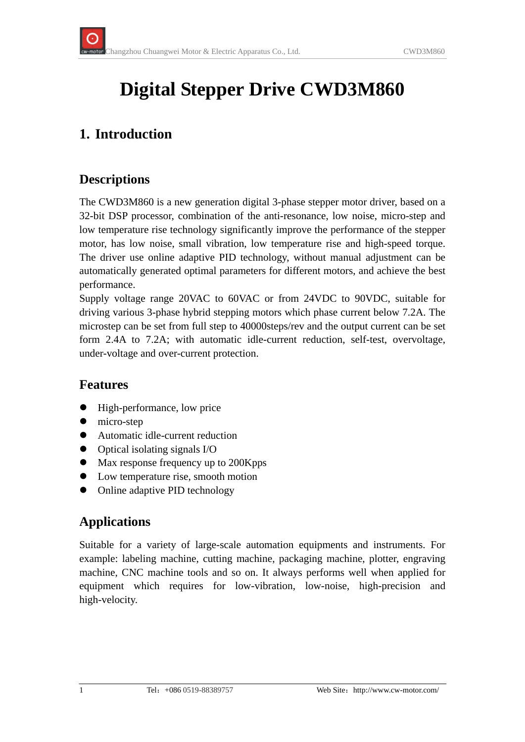# Digital Stepper Drive CWD3M860

## 1. Introduction

### Descriptions

The CWD3M860 is a new generation digital 3-phase stepper motor driver, based on a 32-bit DSP processor, combination of the anti-resonance, low noise, micro-step and low temperature rise technology significantly improve the performance of the stepper motor, has low noise, small vibration, low temperature rise and high-speed torque. The driver use online adaptive PID technology, without manual adjustment can be automatically generated optimal parameters for different motors, and achieve the best performance.

Supply voltage range 20VAC to 60VAC or from 24VDC to 90VDC, suitable for driving various 3-phase hybrid stepping motors which phase current below 7.2A. The microstep can be set from full step to 40000steps/rev and the output current can be set form 2.4A to 7.2A; with automatic idle-current reduction, self-test, overvoltage, under-voltage and over-current protection.

### Features

- High-performance, low price
- micro-step
- Automatic idle-current reduction
- Optical isolating signals I/O
- Max response frequency up to 200Kpps
- Low temperature rise, smooth motion
- Online adaptive PID technology

### Applications

Suitable for a variety of large-scale automation equipments and instruments. For example: labeling machine, cutting machine, packaging machine, plotter, engraving machine, CNC machine tools and so on. It always performs well when applied for equipment which requires for low-vibration, low-noise, high-precision and high-velocity.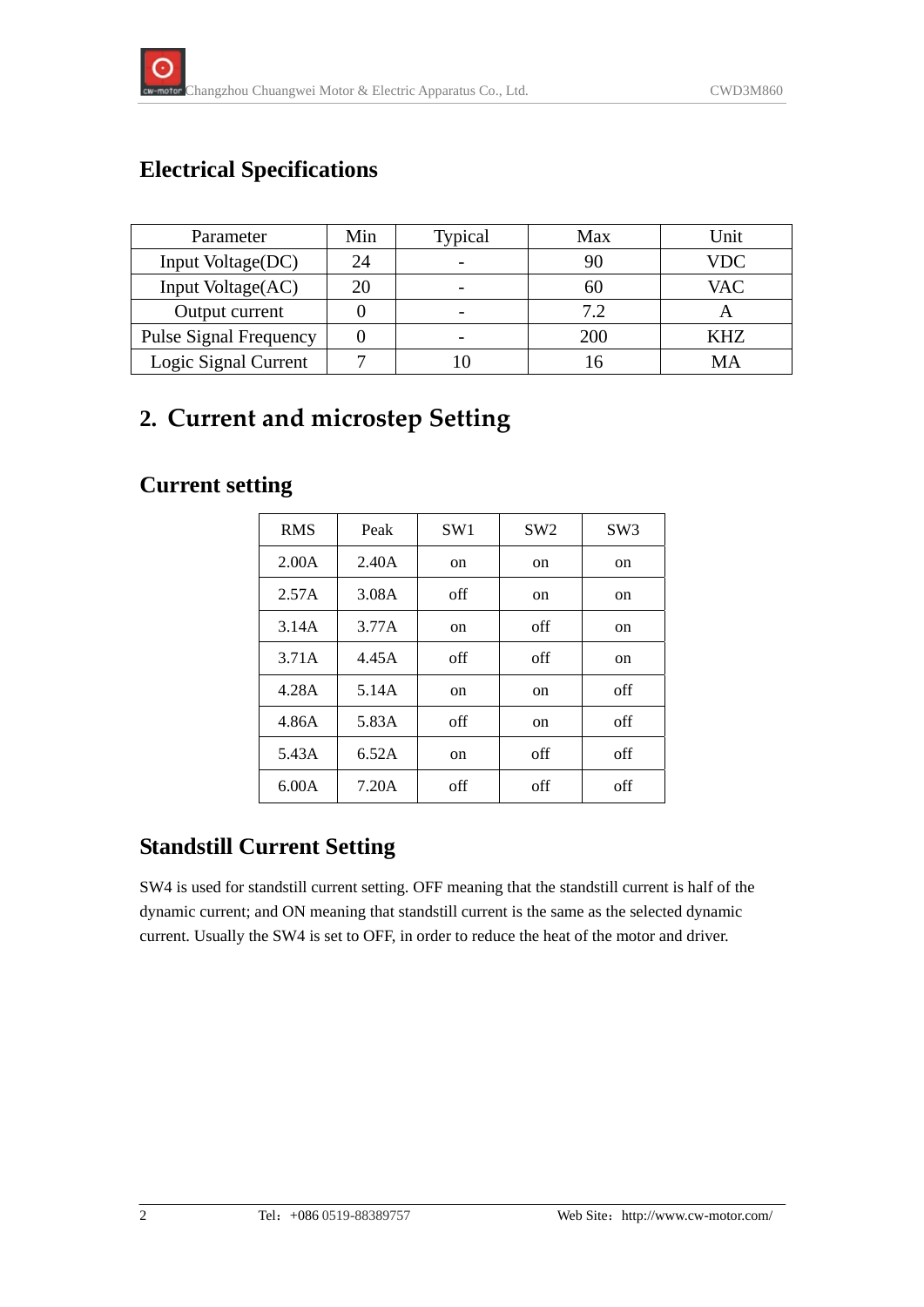## Electrical Specifications

| Parameter | Min | Typical | Max | Unit |
|---|---|---|---|---|
| Input Voltage(DC) | 24 | - | 90 | VDC |
| Input Voltage(AC) | 20 | - | 60 | VAC |
| Output current | 0 | - | 7.2 | A |
| Pulse Signal Frequency | 0 | - | 200 | KHZ |
| Logic Signal Current | 7 | 10 | 16 | MA |

# 2. Current and microstep Setting

## Current setting

| RMS | Peak | SW1 | SW2 | SW3 |
|---|---|---|---|---|
| 2.00A | 2.40A | on | on | on |
| 2.57A | 3.08A | off | on | on |
| 3.14A | 3.77A | on | off | on |
| 3.71A | 4.45A | off | off | on |
| 4.28A | 5.14A | on | on | off |
| 4.86A | 5.83A | off | on | off |
| 5.43A | 6.52A | on | off | off |
| 6.00A | 7.20A | off | off | off |

## Standstill Current Setting

SW4 is used for standstill current setting. OFF meaning that the standstill current is half of the dynamic current; and ON meaning that standstill current is the same as the selected dynamic current. Usually the SW4 is set to OFF, in order to reduce the heat of the motor and driver.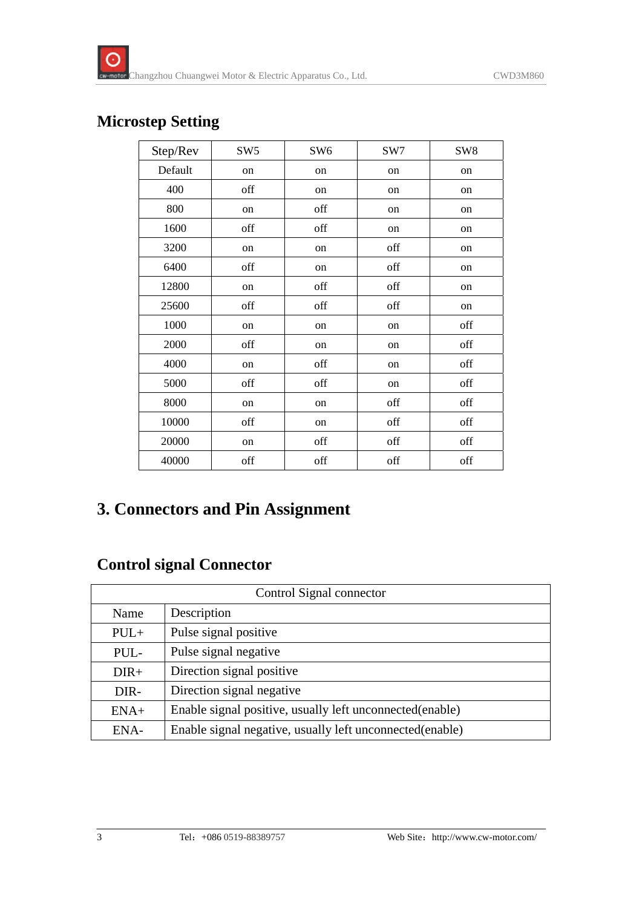## Microstep Setting

| Step/Rev | SW5 | SW6 | SW7 | SW8 |
| --- | --- | --- | --- | --- |
| Default | on | on | on | on |
| 400 | off | on | on | on |
| 800 | on | off | on | on |
| 1600 | off | off | on | on |
| 3200 | on | on | off | on |
| 6400 | off | on | off | on |
| 12800 | on | off | off | on |
| 25600 | off | off | off | on |
| 1000 | on | on | on | off |
| 2000 | off | on | on | off |
| 4000 | on | off | on | off |
| 5000 | off | off | on | off |
| 8000 | on | on | off | off |
| 10000 | off | on | off | off |
| 20000 | on | off | off | off |
| 40000 | off | off | off | off |

# 3. Connectors and Pin Assignment

## Control signal Connector

| Control Signal connector | |
| --- | --- |
| Name | Description |
| PUL+ | Pulse signal positive |
| PUL- | Pulse signal negative |
| DIR+ | Direction signal positive |
| DIR- | Direction signal negative |
| ENA+ | Enable signal positive, usually left unconnected(enable) |
| ENA- | Enable signal negative, usually left unconnected(enable) |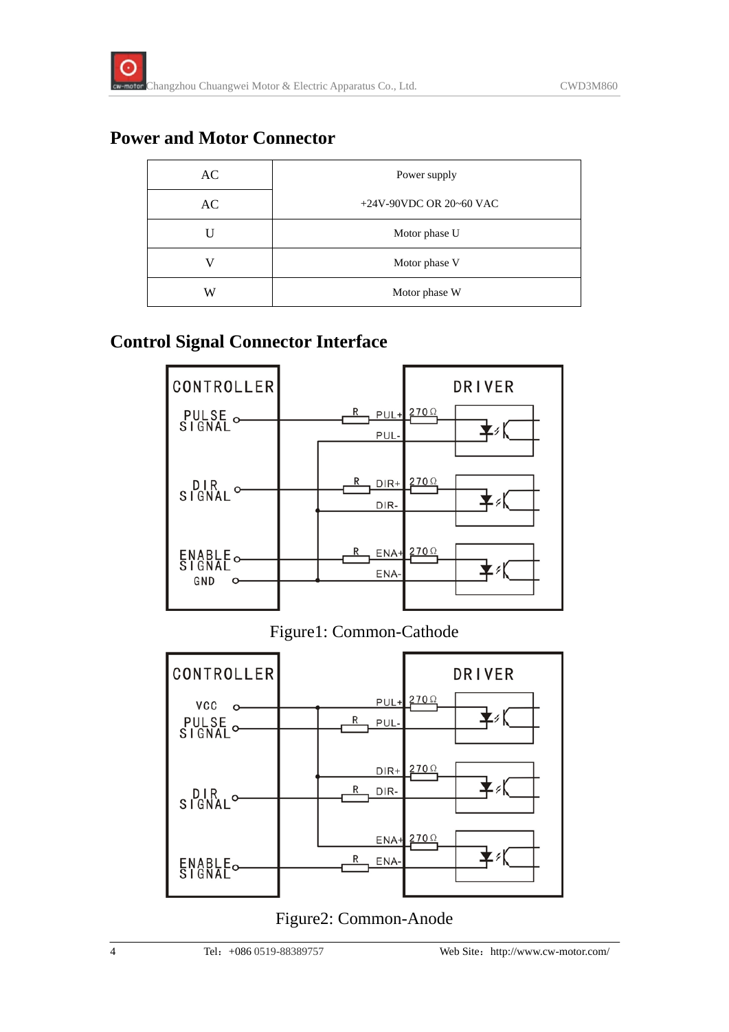## Power and Motor Connector

| AC | Power supply<br>+24V-90VDC OR 20~60 VAC |
|---|---|
| AC | |
| U | Motor phase U |
| V | Motor phase V |
| W | Motor phase W |

## Control Signal Connector Interface

Figure1: Common-Cathode

Figure2: Common-Anode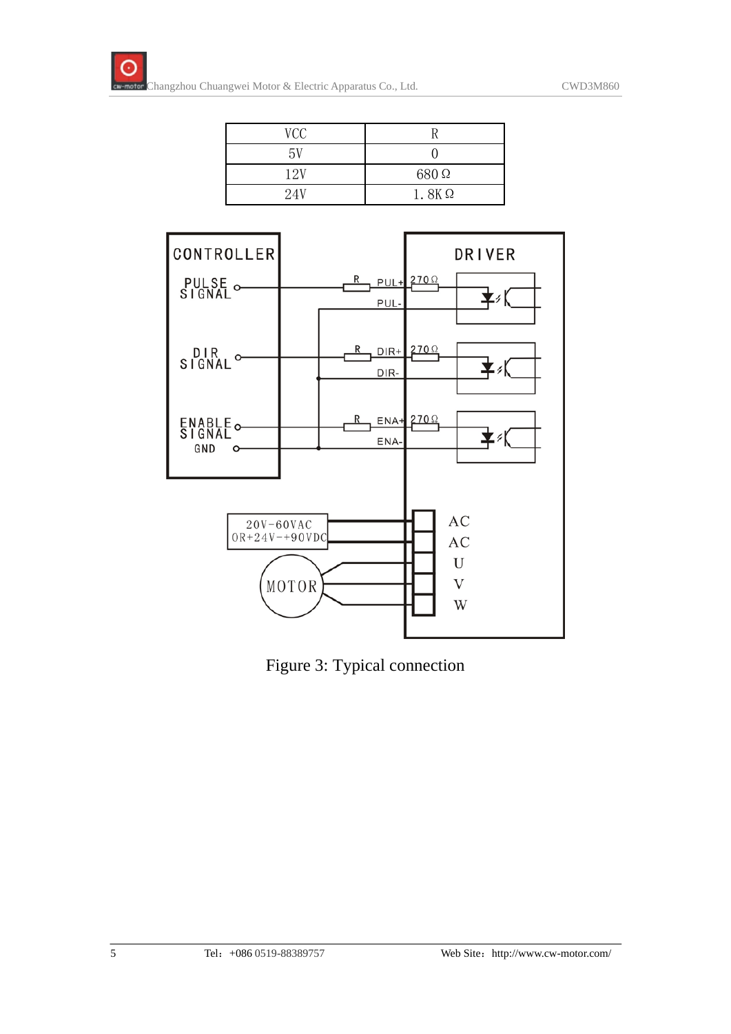| VCC | R |
| --- | --- |
| 5V | 0 |
| 12V | 680Ω |
| 24V | 1.8KΩ |

Figure 3: Typical connection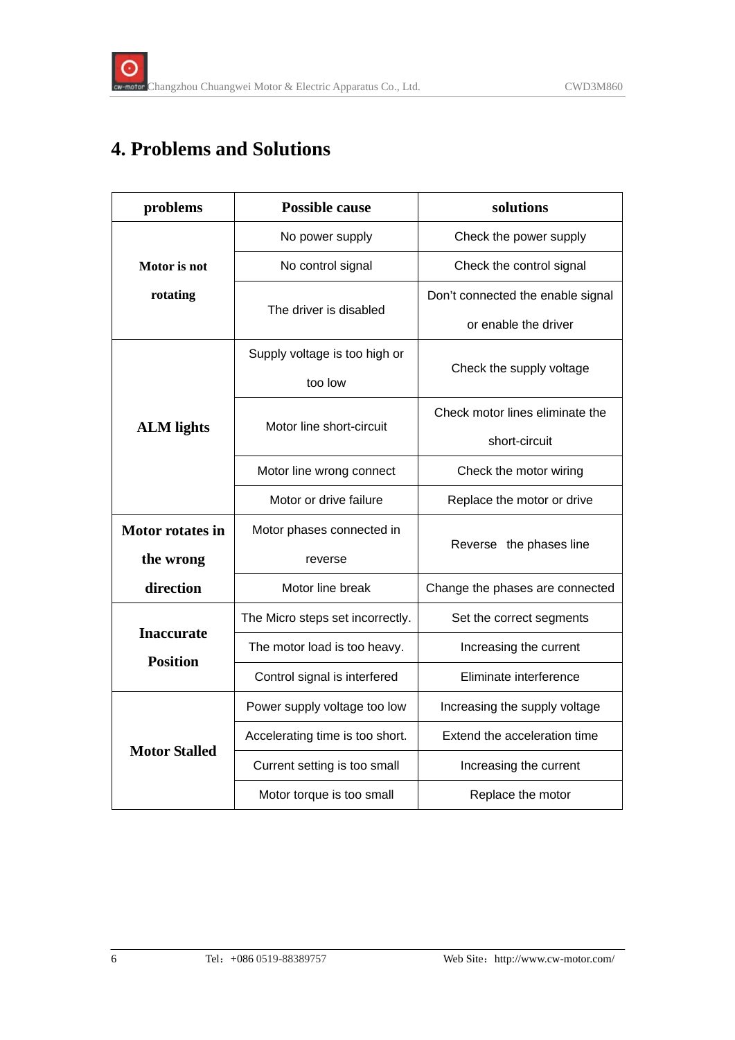# 4. Problems and Solutions

| problems | Possible cause | solutions |
|---|---|---|
| **Motor is not rotating** | No power supply | Check the power supply |
| | No control signal | Check the control signal |
| | The driver is disabled | Don't connected the enable signal or enable the driver |
| **ALM lights** | Supply voltage is too high or too low | Check the supply voltage |
| | Motor line short-circuit | Check motor lines eliminate the short-circuit |
| | Motor line wrong connect | Check the motor wiring |
| | Motor or drive failure | Replace the motor or drive |
| **Motor rotates in the wrong direction** | Motor phases connected in reverse | Reverse the phases line |
| | Motor line break | Change the phases are connected |
| **Inaccurate Position** | The Micro steps set incorrectly. | Set the correct segments |
| | The motor load is too heavy. | Increasing the current |
| | Control signal is interfered | Eliminate interference |
| **Motor Stalled** | Power supply voltage too low | Increasing the supply voltage |
| | Accelerating time is too short. | Extend the acceleration time |
| | Current setting is too small | Increasing the current |
| | Motor torque is too small | Replace the motor |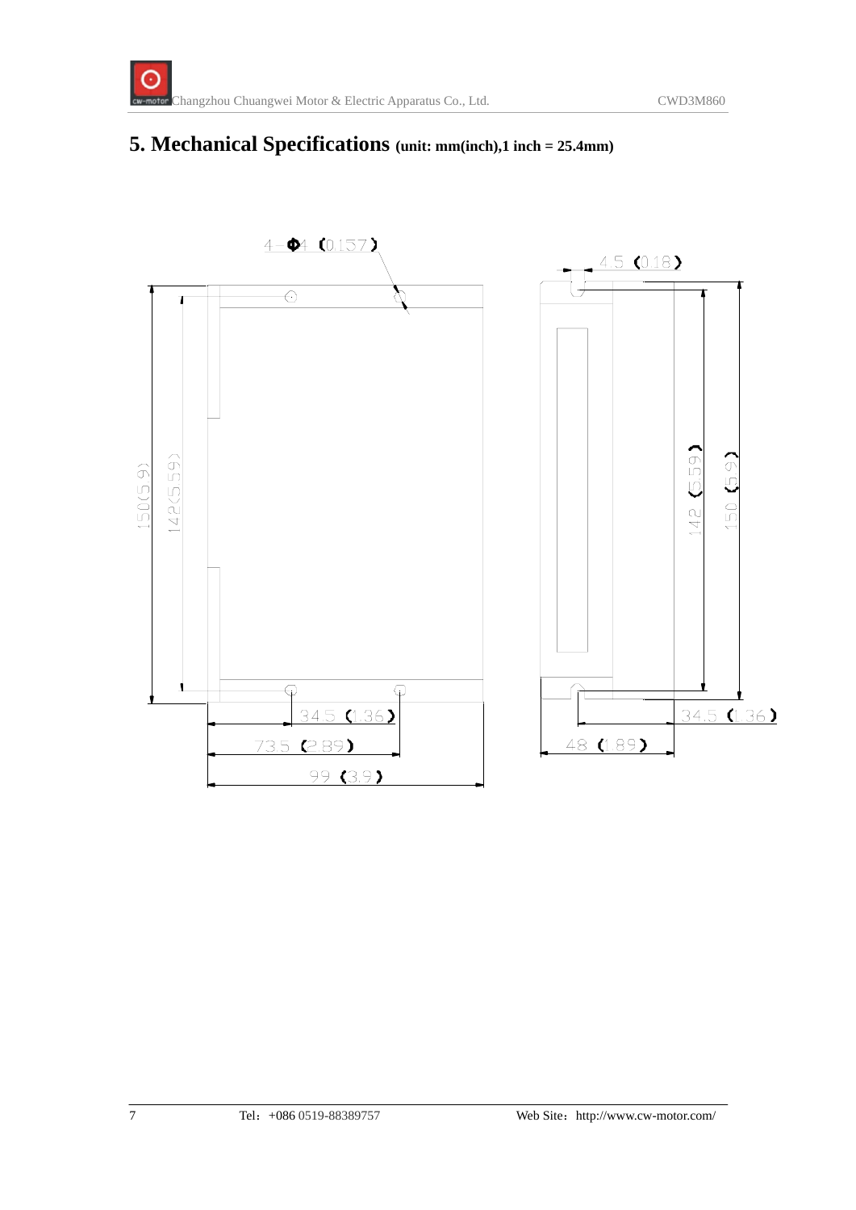## 5. Mechanical Specifications (unit: mm(inch),1 inch = 25.4mm)

4–Φ4 (0.157)

4.5 (0.18)

150(5.9)

142(5.59)

142 (5.59)

150 (5.9)

34.5 (1.36)

73.5 (2.89)

99 (3.9)

48 (1.89)

34.5 (1.36)